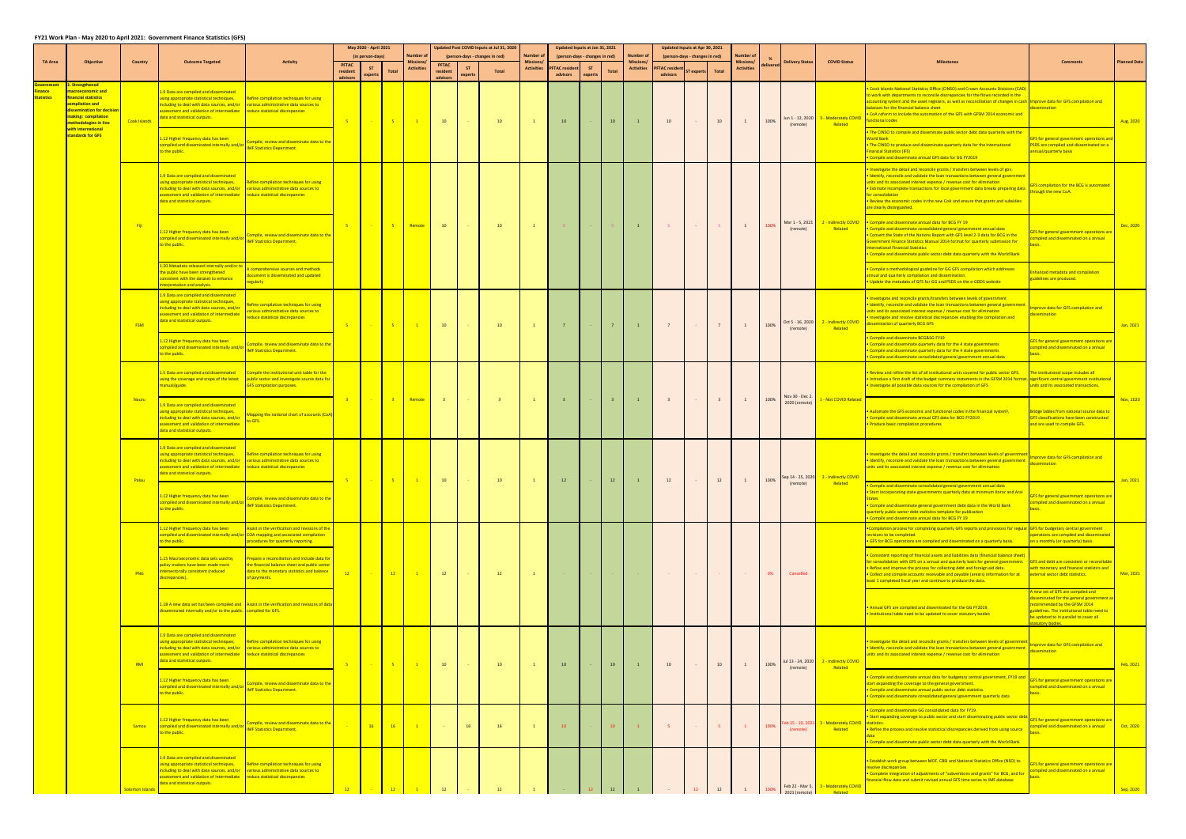# FY21 Work Plan - May 2020 to April 2021: Government Finance Statistics (GFS)

| TA Area | Objective | Country | Outcome Targeted | Activity | May 2020 - April 2021 (in person-days) PFTAC resident advisors | ST experts | Total | Number of Missions/ Activities | Updated Post COVID Inputs at Jul 31, 2020 (person-days - changes in red) PFTAC resident advisors | ST experts | Total | Number of Missions/ Activities | Updated Inputs at Jan 31, 2021 (person-days - changes in red) PFTAC resident advisors | ST experts | Total | Number of Missions/ Activities | Updated Inputs at Apr 30, 2021 (person-days - changes in red) PFTAC resident advisors | ST experts | Total | Number of Missions/ Activities | % delivered | Delivery Status | COVID Status | Milestones | Comments | Planned Date |
|---|---|---|---|---|---|---|---|---|---|---|---|---|---|---|---|---|---|---|---|---|---|---|---|---|---|---|
| Government Finance Statistics | 1. Strengthened macroeconomic and financial statistics compilation and dissemination for decision making: compilation methodologies in line with international standards for GFS | Cook Islands | 1.9 Data are compiled and disseminated using appropriate statistical techniques, including to deal with data sources, and/or assessment and validation of intermediate data and statistical outputs. | Refine compilation techniques for using various administrative data sources to reduce statistical discrepancies | 5 | - | 5 | 1 | 10 | - | 10 | 1 | 10 | - | 10 | 1 | 10 | - | 10 | 1 | 100% | Jun 1 - 12, 2020 (remote) | 3 - Moderately COVID Related | • Cook Islands National Statistics Office (CINSO) and Crown Accounts Divisions (CAD) to work with departments to reconcile discrepancies for the flows recorded in the accounting system and the asset registers, as well as reconciliation of changes in cash balances for the financial balance sheet • CoA reform to include the automation of the GFS with GFSM 2014 economic and functional codes | Improve data for GFS compilation and dissemination | Aug, 2020 |
| | | | 1.12 Higher frequency data has been compiled and disseminated internally and/or to the public. | Compile, review and disseminate data to the IMF Statistics Department. | | | | | | | | | | | | | | | | | | | | • The CINSO to compile and disseminate public sector debt data quarterly with the World Bank • The CINSO to produce and disseminate quarterly data for the International Financial Statistics (IFS) • Compile and disseminate annual GFS data for GG FY2019 | GFS for general government operations and PSDS are compiled and disseminated on a annual/quarterly basis | |
| | | Fiji | 1.9 Data are compiled and disseminated using appropriate statistical techniques, including to deal with data sources, and/or assessment and validation of intermediate data and statistical outputs. | Refine compilation techniques for using various administrative data sources to reduce statistical discrepancies | 5 | - | 5 | Remote | 10 | - | 10 | 1 | 5 | - | 5 | 1 | 5 | - | 5 | 1 | 100% | Mar 1 - 5, 2021 (remote) | 2 - Indirectly COVID Related | • Investigate the detail and reconcile grants / transfers between levels of gov. • Identify, reconcile and validate the loan transactions between general government units and its associated interest expense / revenue cost for elimination • Estimate incomplete transactions for local government data breaks preparing data for consolidation • Review the economic codes in the new CoA and ensure that grants and subsidies are clearly distinguished. | GFS compilation for the BCG is automated through the new CoA. | Dec, 2020 |
| | | | 1.12 Higher frequency data has been compiled and disseminated internally and/or to the public. | Compile, review and disseminate data to the IMF Statistics Department. | | | | | | | | | | | | | | | | | | | | • Compile and disseminate annual data for BCG FY 19 • Compile and disseminate consolidated general government annual data • Convert the State of the Nations Report with GFS level 2-3 data for BCG in the Government Finance Statistics Manual 2014 format for quarterly submission for International Financial Statistics. • Compile and disseminate public sector debt data quarterly with the World Bank | GFS for general government operations are compiled and disseminated on a annual basis. | |
| | | | 1.20 Metadata released internally and/or to the public have been strengthened consistent with the dataset to enhance interpretation and analysis. | A comprehensive sources and methods document is disseminated and updated regularly | | | | | | | | | | | | | | | | | | | | • Compile a methodological guideline for GG GFS compilation which addresses annual and quarterly compilation and dissemination. • Update the metadata of GFS for GG and PSDS on the e-GDDS website | Enhanced metadata and compilation guidelines are produced. | |
| | | FSM | 1.9 Data are compiled and disseminated using appropriate statistical techniques, including to deal with data sources, and/or assessment and validation of intermediate data and statistical outputs. | Refine compilation techniques for using various administrative data sources to reduce statistical discrepancies | 5 | - | 5 | 1 | 10 | - | 10 | 1 | 7 | - | 7 | 1 | 7 | - | 7 | 1 | 100% | Oct 5 - 16, 2020 (remote) | 2 - Indirectly COVID Related | • Investigate and reconcile grants/transfers between levels of government • Identify, reconcile and validate the loan transactions between general government units and its associated interest expense / revenue cost for elimination • Investigate and resolve statistical discrepancies enabling the compilation and dissemination of quarterly BCG GFS | Improve data for GFS compilation and dissemination | Jan, 2021 |
| | | | 1.12 Higher frequency data has been compiled and disseminated internally and/or to the public. | Compile, review and disseminate data to the IMF Statistics Department. | | | | | | | | | | | | | | | | | | | | • Compile and disseminate BCG&SG FY19 • Compile and disseminate quarterly data for the 4 state governments • Compile and disseminate quarterly data for the 4 state governments • Compile and disseminate consolidated general government annual data | GFS for general government operations are compiled and disseminated on a annual basis. | |
| | | Nauru | 1.5 Data are compiled and disseminated using the coverage and scope of the latest manual/guide. | Compile the institutional unit table for the public sector and investigate source data for GFS compilation purposes. | 3 | - | 3 | Remote | 3 | - | 3 | 1 | 3 | - | 3 | 1 | 3 | - | 3 | 1 | 100% | Nov 30 - Dec 2, 2020 (remote) | 1 - Not COVID Related | • Review and refine the list of all institutional units covered for public sector GFS. • Introduce a first draft of the budget summary statements in the GFSM 2014 format. • Investigate all possible data sources for the compilation of GFS | The institutional scope includes all significant central government institutional units and its associated transactions. | Nov, 2020 |
| | | | 1.9 Data are compiled and disseminated using appropriate statistical techniques, including to deal with data sources, and/or assessment and validation of intermediate data and statistical outputs. | Mapping the national chart of accounts (CoA) to GFS. | | | | | | | | | | | | | | | | | | | | • Automate the GFS economic and functional codes in the financial system\ • Compile and disseminate annual GFS data for BCG FY2019 • Produce basic compilation procedures | Bridge tables from national source data to GFS classifications have been constructed and are used to compile GFS. | |
| | | Palau | 1.9 Data are compiled and disseminated using appropriate statistical techniques, including to deal with data sources, and/or assessment and validation of intermediate data and statistical outputs. | Refine compilation techniques for using various administrative data sources to reduce statistical discrepancies | 5 | - | 5 | 1 | 10 | - | 10 | 1 | 12 | - | 12 | 1 | 12 | - | 12 | 1 | 100% | Sep 14 - 25, 2020 (remote) | 2 - Indirectly COVID Related | • Investigate the detail and reconcile grants / transfers between levels of government • Identify, reconcile and validate the loan transactions between general government units and its associated interest expense / revenue cost for elimination | Improve data for GFS compilation and dissemination | Jan, 2021 |
| | | | 1.12 Higher frequency data has been compiled and disseminated internally and/or to the public. | Compile, review and disseminate data to the IMF Statistics Department. | | | | | | | | | | | | | | | | | | | | • Compile and disseminate consolidated general government annual data • Start incorporating state governments quarterly data at minimum Koror and Arai States • Compile and disseminate general government debt data in the World Bank quarterly public sector debt statistics template for publication • Compile and disseminate annual data for BCG FY 19 | GFS for general government operations are compiled and disseminated on a annual basis. | |
| | | PNG | 1.12 Higher frequency data has been compiled and disseminated internally and/or to the public. | Assist in the verification and revisions of the COA mapping and associated compilation procedures for quarterly reporting. | 12 | - | 12 | 1 | 12 | - | 12 | 1 | - | - | - | - | - | - | - | - | 0% | Cancelled | | •Compilation process for completing quarterly GFS reports and provisions for regular revisions to be completed. • GFS for BCG operations are compiled and disseminated on a quarterly basis. | GFS for budgetary central government operations are compiled and disseminated on a monthly (or quarterly) basis. | Mar, 2021 |
| | | | 1.15 Macroeconomic data sets used by policy-makers have been made more intersectorally consistent (reduced discrepancies). | Prepare a reconciliation and include data for the financial balance sheet and public sector data to the monetary statistics and balance of payments. | | | | | | | | | | | | | | | | | | | | • Consistent reporting of financial assets and liabilities data (financial balance sheet) for consolidation with GFS on a annual and quarterly basis for general government. • Refine and improve the process for collecting debt and foreign aid data. • Collect and compile accounts receivable and payable (arears) information for at least 1 completed fiscal year and continue to produce the data. | GFS and debt are consistent or reconcilable with monetary and financial statistics and external sector debt statistics. | |
| | | | 1.18 A new data set has been compiled and disseminated internally and/or to the public. | Assist in the verification and revisions of data compiled for GFS. | | | | | | | | | | | | | | | | | | | | • Annual GFS are compiled and disseminated for the GG FY2019. • Institutional table need to be updated to cover statutory bodies | A new set of GFS are compiled and disseminated for the general government as recommended by the GFSM 2014 guidelines. The institutional table need to be updated to in parallel to cover all statutory bodies. | |
| | | RMI | 1.9 Data are compiled and disseminated using appropriate statistical techniques, including to deal with data sources, and/or assessment and validation of intermediate data and statistical outputs. | Refine compilation techniques for using various administrative data sources to reduce statistical discrepancies | 5 | - | 5 | 1 | 10 | - | 10 | 1 | 10 | - | 10 | 1 | 10 | - | 10 | 1 | 100% | Jul 13 - 24, 2020 (remote) | 2 - Indirectly COVID Related | • Investigate the detail and reconcile grants / transfers between levels of government • Identify, reconcile and validate the loan transactions between general government units and its associated interest expense / revenue cost for elimination | Improve data for GFS compilation and dissemination | Feb, 2021 |
| | | | 1.12 Higher frequency data has been compiled and disseminated internally and/or to the public. | Compile, review and disseminate data to the IMF Statistics Department. | | | | | | | | | | | | | | | | | | | | • Compile and disseminate annual data for budgetary central government, FY19 and start expanding the coverage to the general government. • Compile and disseminate annual public sector debt statistics. • Compile and disseminate consolidated general government quarterly data | GFS for general government operations are compiled and disseminated on a annual basis. | |
| | | Samoa | 1.12 Higher frequency data has been compiled and disseminated internally and/or to the public. | Compile, review and disseminate data to the IMF Statistics Department. | - | 16 | 16 | 1 | - | 16 | 16 | 1 | 10 | - | 10 | 1 | 5 | - | 5 | 1 | 100% | Feb 15 - 19, 2021 (remote) | 3 - Moderately COVID Related | • Compile and disseminate GG consolidated data for FY19. • Start expanding coverage to public sector and start disseminating public sector debt statistics. • Refine the process and resolve statistical discrepancies derived from using source data • Compile and disseminate public sector debt data quarterly with the World Bank | GFS for general government operations are compiled and disseminated on a annual basis. | Oct, 2020 |
| | | Solomon Islands | 1.9 Data are compiled and disseminated using appropriate statistical techniques, including to deal with data sources, and/or assessment and validation of intermediate data and statistical outputs. | Refine compilation techniques for using various administrative data sources to reduce statistical discrepancies | 12 | - | 12 | 1 | 12 | - | 12 | 1 | - | 12 | 12 | 1 | - | 12 | 12 | 1 | 100% | Feb 22 - Mar 5, 2021 (remote) | 3 - Moderately COVID Related | • Establish work group between MOF, CBSI and National Statistics Office (NSO) to resolve discrepancies • Complete integration of adjustments of "subventions and grants" for BCG, and for financial flow data and submit revised annual GFS time series to IMF database | GFS for general government operations are compiled and disseminated on a annual basis. | Sep, 2020 |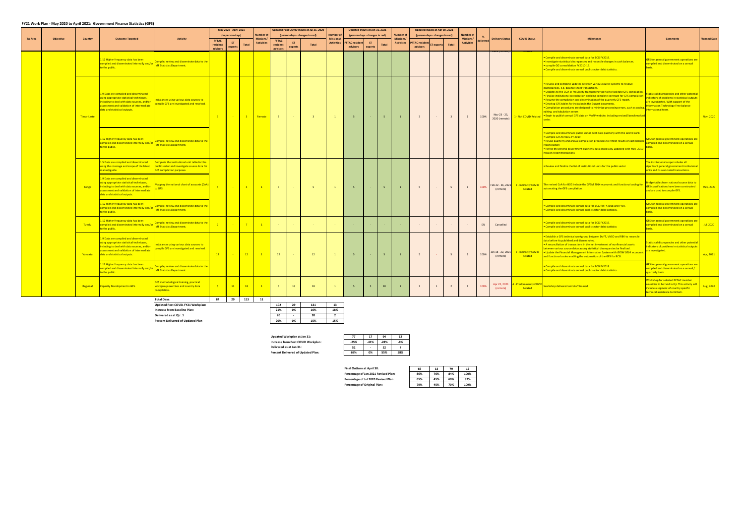# FY21 Work Plan - May 2020 to April 2021: Government Finance Statistics (GFS)

| TA Area | Objective | Country | Outcome Targeted | Activity | May 2020 - April 2021 (in person-days) PFTAC resident advisors | ST experts | Total | Number of Missions/ Activities | Updated Post COVID Inputs at Jul 31, 2020 (person-days - changes in red) PFTAC resident advisors | ST experts | Total | Number of Missions/ Activities | Updated Inputs at Jan 31, 2021 (person-days - changes in red) PFTAC resident advisors | ST experts | Total | Number of Missions/ Activities | Updated Inputs at Apr 30, 2021 (person-days - changes in red) PFTAC resident advisors | ST experts | Total | Number of Missions/ Activities | % delivered | Delivery Status | COVID Status | Milestones | Comments | Planned Date |
|---|---|---|---|---|---|---|---|---|---|---|---|---|---|---|---|---|---|---|---|---|---|---|---|---|---|---|
| | | Timor-Leste | 1.12 Higher frequency data has been compiled and disseminated internally and/or to the public. | Compile, review and disseminate data to the IMF Statistics Department. | 3 | - | 3 | Remote | 3 | - | 3 | 1 | 5 | - | 5 | 1 | 3 | - | 3 | 1 | 100% | Nov 23 - 25, 2020 (remote) | 1 - Not COVID Related | • Compile and disseminate annual data for BCG FY2019.<br>• Investigate statistical discrepancies and reconcile changes in cash balances.<br>• compile GG consolidation FY2010-19.<br>• Compile and disseminate annual public sector debt statistics. | GFS for general government operations are compiled and disseminated on a annual basis. | Nov, 2020 |
| | | | 1.9 Data are compiled and disseminated using appropriate statistical techniques, including to deal with data sources, and/or assessment and validation of intermediate data and statistical outputs. | Imbalances using various data sources to compile GFS are investigated and resolved. | | | | | | | | | | | | | | | | | | | | • Review and complete updates between various source systems to resolve discrepancies, e.g. balance sheet transactions.<br>• Updates to the COA in ProClarity transparency portal to facilitate GFS compilation.<br>• Finalize institutional sectorization enabling complete coverage for GFS compilation<br>• Resume the compilation and dissemination of the quarterly GFS report.<br>• Develop GFS tables for inclusion in the Budget documents.<br>• Compilation procedures are designed to minimize processing errors, such as coding, editing, and tabulation errors<br>• Begin to publish annual GFS data on MoFP website, including revised/ benchmarked series | Statistical discrepancies and other potential indicators of problems in statistical outputs are investigated. With support of the Information Technology Free balance international team. | |
| | | | 1.12 Higher frequency data has been compiled and disseminated internally and/or to the public. | Compile, review and disseminate data to the IMF Statistics Department. | | | | | | | | | | | | | | | | | | | | • Compile and disseminate public sector debt data quarterly with the World Bank<br>• Compile GFS for BCG FY 2019<br>• Revise quarterly and annual compilation processes to reflect results of cash balance reconciliation<br>• Refine the general government quarterly data process by updating with May 2019 mission recommendations | GFS for general government operations are compiled and disseminated on a annual basis. | |
| | | Tonga | 1.5 Data are compiled and disseminated using the coverage and scope of the latest manual/guide. | Complete the institutional unit table for the public sector and investigate source data for GFS compilation purposes. | 5 | - | 5 | 1 | 5 | - | 5 | 1 | 5 | - | 5 | 1 | 5 | - | 5 | 1 | 100% | Feb 22 - 26, 2021 (remote) | 2 - Indirectly COVID Related | • Review and finalize the list of institutional units for the public sector | The institutional scope includes all significant general government institutional units and its associated transactions. | May, 2020 |
| | | | 1.9 Data are compiled and disseminated using appropriate statistical techniques, including to deal with data sources, and/or assessment and validation of intermediate data and statistical outputs. | Mapping the national chart of accounts (CoA) to GFS. | | | | | | | | | | | | | | | | | | | | The revised CoA for BCG include the GFSM 2014 economic and functional coding for automating the GFS compilation. | Bridge tables from national source data to GFS classifications have been constructed and are used to compile GFS. | |
| | | | 1.12 Higher frequency data has been compiled and disseminated internally and/or to the public. | Compile, review and disseminate data to the IMF Statistics Department. | | | | | | | | | | | | | | | | | | | | • Compile and disseminate annual data for BCG for FY2018 and FY19.<br>• Compile and disseminate annual public sector debt statistics. | GFS for general government operations are compiled and disseminated on a annual basis. | |
| | | Tuvalu | 1.12 Higher frequency data has been compiled and disseminated internally and/or to the public. | Compile, review and disseminate data to the IMF Statistics Department. | 7 | - | 7 | 1 | - | - | - | - | - | - | - | - | - | - | - | - | 0% | Cancelled | | • Compile and disseminate annual data for BCG FY2019.<br>• Compile and disseminate annual public sector debt statistics | GFS for general government operations are compiled and disseminated on a annual basis. | Jul, 2020 |
| | | Vanuatu | 1.9 Data are compiled and disseminated using appropriate statistical techniques, including to deal with data sources, and/or assessment and validation of intermediate data and statistical outputs. | Imbalances using various data sources to compile GFS are investigated and resolved. | 12 | - | 12 | 1 | 12 | - | 12 | 1 | 5 | - | 5 | 1 | 5 | - | 5 | 1 | 100% | Jan 18 - 22, 2021 (remote) | 2 - Indirectly COVID Related | • Establish a GFS technical workgroup between DoFT, VNSO and RBV to reconcile data before its published and disseminated.<br>• A reconciliation of transactions in the net investment of nonfinancial assets between various source data causing statistical discrepancies be finalized.<br>• Update the Financial Management Information System with *GFSM 2014* economic and functional codes enabling the automation of the GFS for BCG. | Statistical discrepancies and other potential indicators of problems in statistical outputs are investigated. | Apr, 2021 |
| | | | 1.12 Higher frequency data has been compiled and disseminated internally and/or to the public. | Compile, review and disseminate data to the IMF Statistics Department. | | | | | | | | | | | | | | | | | | | | • Compile and disseminate annual data for BCG FY2018.<br>• Compile and disseminate annual public sector debt statistics. | GFS for general government operations are compiled and disseminated on a annual / quarterly basis. | |
| | | Regional | Capacity Development in GFS. | GFS methodological training, practical workgroup exercises and country data compilation. | 5 | 13 | 18 | 1 | 5 | 13 | 18 | 1 | 5 | 5 | 10 | 1 | 1 | 1 | 2 | 1 | 100% | Apr 22, 2021 (remote) | 4 - Predominantly COVID Related | Workshop delivered and staff trained. | Workshop for selected PFTAC member countries to be held in Fiji. This activity will include a segment of country specific technical assistance to Kiribati. | Aug, 2020 |
| | | | | **Total Days:** | 84 | 29 | 113 | 11 | | | | | | | | | | | | | | | | | | |

| | | | | |
|---|---|---|---|---|
| **Updated Post COVID-FY21 Workplan:** | 102 | 29 | 131 | 13 |
| **Increase from Baseline Plan:** | 21% | 0% | 16% | 18% |
| **Delivered as at Qtr. 1** | 20 | - | 20 | 2 |
| **Percent Delivered of Updated Plan** | 20% | 0% | 15% | 15% |

| | | | | |
|---|---|---|---|---|
| **Updated Workplan at Jan 31:** | 77 | 17 | 94 | 12 |
| **Increase from Post COVID Workplan:** | -25% | -41% | -28% | -8% |
| **Delivered as at Jan 31:** | 52 | - | 52 | 7 |
| **Percent Delivered of Updated Plan:** | 68% | 0% | 55% | 58% |

| | | | | |
|---|---|---|---|---|
| **Final Outturn at April 30:** | 66 | 13 | 79 | 12 |
| **Percentage of Jan 2021 Revised Plan:** | 86% | 76% | 84% | 100% |
| **Percentage of Jul 2020 Revised Plan:** | 65% | 45% | 60% | 92% |
| **Percentage of Original Plan:** | 79% | 45% | 70% | 109% |